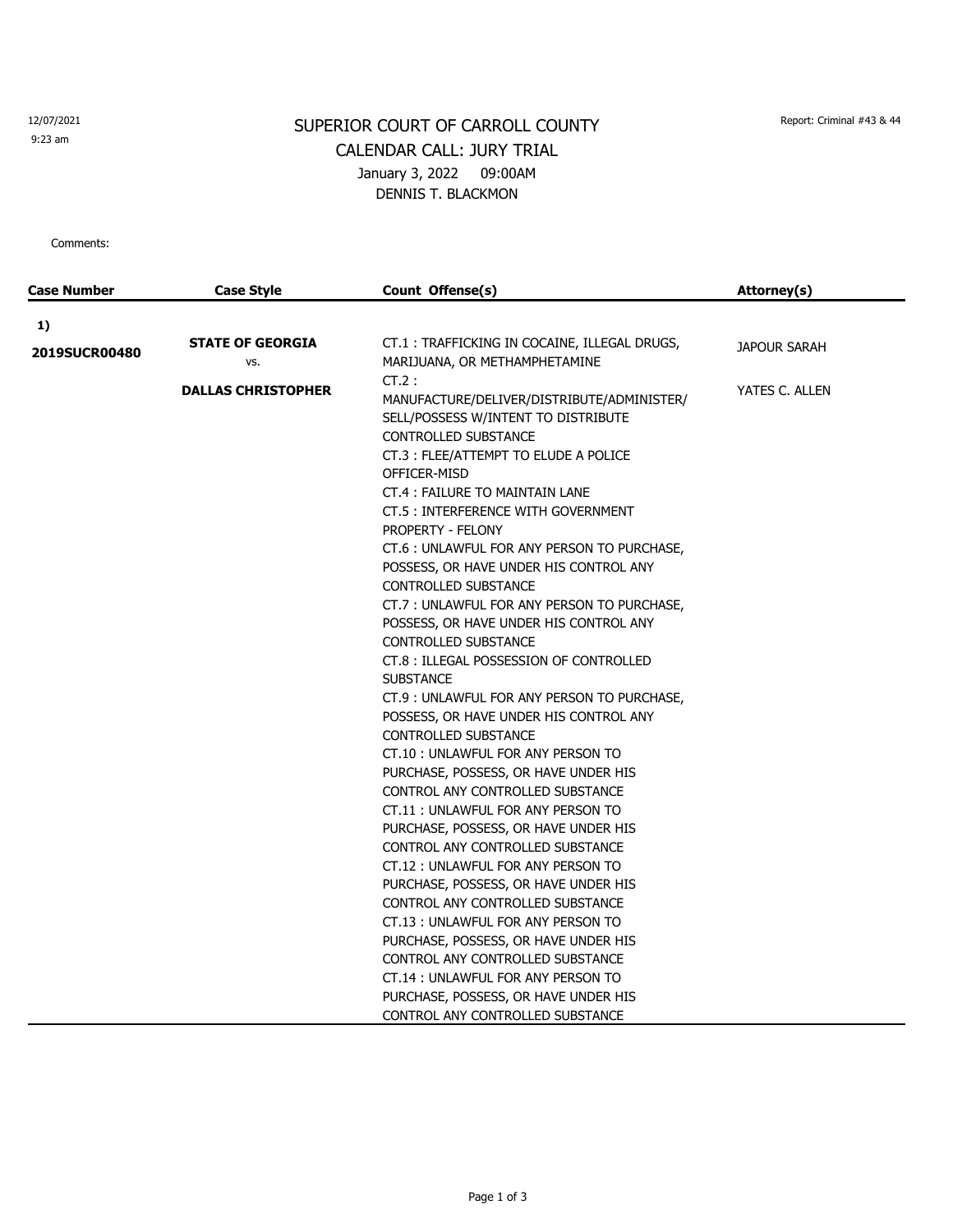12/07/2021
9:23 am

Report: Criminal #43 & 44

# SUPERIOR COURT OF CARROLL COUNTY

## CALENDAR CALL: JURY TRIAL

January 3, 2022 09:00AM

DENNIS T. BLACKMON

Comments:

| Case Number | Case Style | Count Offense(s) | Attorney(s) |
|---|---|---|---|
| **1)** **2019SUCR00480** | **STATE OF GEORGIA** vs. **DALLAS CHRISTOPHER** | CT.1 : TRAFFICKING IN COCAINE, ILLEGAL DRUGS, MARIJUANA, OR METHAMPHETAMINE<br>CT.2 : MANUFACTURE/DELIVER/DISTRIBUTE/ADMINISTER/SELL/POSSESS W/INTENT TO DISTRIBUTE CONTROLLED SUBSTANCE<br>CT.3 : FLEE/ATTEMPT TO ELUDE A POLICE OFFICER-MISD<br>CT.4 : FAILURE TO MAINTAIN LANE<br>CT.5 : INTERFERENCE WITH GOVERNMENT PROPERTY - FELONY<br>CT.6 : UNLAWFUL FOR ANY PERSON TO PURCHASE, POSSESS, OR HAVE UNDER HIS CONTROL ANY CONTROLLED SUBSTANCE<br>CT.7 : UNLAWFUL FOR ANY PERSON TO PURCHASE, POSSESS, OR HAVE UNDER HIS CONTROL ANY CONTROLLED SUBSTANCE<br>CT.8 : ILLEGAL POSSESSION OF CONTROLLED SUBSTANCE<br>CT.9 : UNLAWFUL FOR ANY PERSON TO PURCHASE, POSSESS, OR HAVE UNDER HIS CONTROL ANY CONTROLLED SUBSTANCE<br>CT.10 : UNLAWFUL FOR ANY PERSON TO PURCHASE, POSSESS, OR HAVE UNDER HIS CONTROL ANY CONTROLLED SUBSTANCE<br>CT.11 : UNLAWFUL FOR ANY PERSON TO PURCHASE, POSSESS, OR HAVE UNDER HIS CONTROL ANY CONTROLLED SUBSTANCE<br>CT.12 : UNLAWFUL FOR ANY PERSON TO PURCHASE, POSSESS, OR HAVE UNDER HIS CONTROL ANY CONTROLLED SUBSTANCE<br>CT.13 : UNLAWFUL FOR ANY PERSON TO PURCHASE, POSSESS, OR HAVE UNDER HIS CONTROL ANY CONTROLLED SUBSTANCE<br>CT.14 : UNLAWFUL FOR ANY PERSON TO PURCHASE, POSSESS, OR HAVE UNDER HIS CONTROL ANY CONTROLLED SUBSTANCE | JAPOUR SARAH<br>YATES C. ALLEN |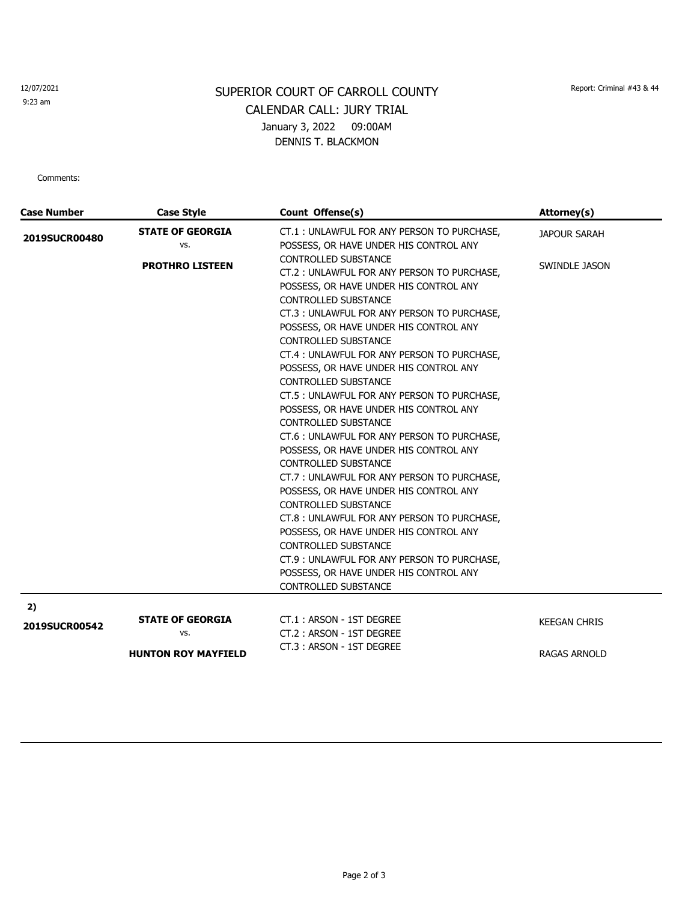12/07/2021
9:23 am

Report: Criminal #43 & 44

# SUPERIOR COURT OF CARROLL COUNTY

## CALENDAR CALL: JURY TRIAL

January 3, 2022 09:00AM

DENNIS T. BLACKMON

Comments:

| Case Number | Case Style | Count Offense(s) | Attorney(s) |
|---|---|---|---|
| **2019SUCR00480** | **STATE OF GEORGIA** vs. **PROTHRO LISTEEN** | CT.1 : UNLAWFUL FOR ANY PERSON TO PURCHASE, POSSESS, OR HAVE UNDER HIS CONTROL ANY CONTROLLED SUBSTANCE<br>CT.2 : UNLAWFUL FOR ANY PERSON TO PURCHASE, POSSESS, OR HAVE UNDER HIS CONTROL ANY CONTROLLED SUBSTANCE<br>CT.3 : UNLAWFUL FOR ANY PERSON TO PURCHASE, POSSESS, OR HAVE UNDER HIS CONTROL ANY CONTROLLED SUBSTANCE<br>CT.4 : UNLAWFUL FOR ANY PERSON TO PURCHASE, POSSESS, OR HAVE UNDER HIS CONTROL ANY CONTROLLED SUBSTANCE<br>CT.5 : UNLAWFUL FOR ANY PERSON TO PURCHASE, POSSESS, OR HAVE UNDER HIS CONTROL ANY CONTROLLED SUBSTANCE<br>CT.6 : UNLAWFUL FOR ANY PERSON TO PURCHASE, POSSESS, OR HAVE UNDER HIS CONTROL ANY CONTROLLED SUBSTANCE<br>CT.7 : UNLAWFUL FOR ANY PERSON TO PURCHASE, POSSESS, OR HAVE UNDER HIS CONTROL ANY CONTROLLED SUBSTANCE<br>CT.8 : UNLAWFUL FOR ANY PERSON TO PURCHASE, POSSESS, OR HAVE UNDER HIS CONTROL ANY CONTROLLED SUBSTANCE<br>CT.9 : UNLAWFUL FOR ANY PERSON TO PURCHASE, POSSESS, OR HAVE UNDER HIS CONTROL ANY CONTROLLED SUBSTANCE | JAPOUR SARAH<br>SWINDLE JASON |
| **2)** **2019SUCR00542** | **STATE OF GEORGIA** vs. **HUNTON ROY MAYFIELD** | CT.1 : ARSON - 1ST DEGREE<br>CT.2 : ARSON - 1ST DEGREE<br>CT.3 : ARSON - 1ST DEGREE | KEEGAN CHRIS<br>RAGAS ARNOLD |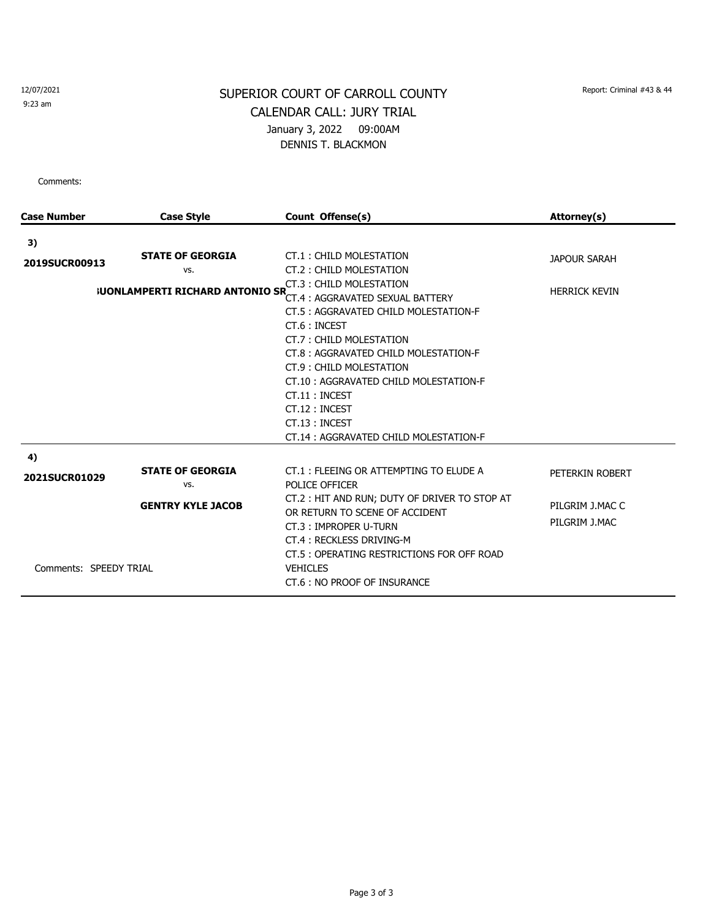12/07/2021
9:23 am

# SUPERIOR COURT OF CARROLL COUNTY

Report: Criminal #43 & 44

## CALENDAR CALL: JURY TRIAL

January 3, 2022 09:00AM

DENNIS T. BLACKMON

Comments:

| Case Number | Case Style | Count Offense(s) | Attorney(s) |
|---|---|---|---|
| **3)** | | | |
| **2019SUCR00913** | **STATE OF GEORGIA** vs. **BUONLAMPERTI RICHARD ANTONIO SR** | CT.1 : CHILD MOLESTATION<br>CT.2 : CHILD MOLESTATION<br>CT.3 : CHILD MOLESTATION<br>CT.4 : AGGRAVATED SEXUAL BATTERY<br>CT.5 : AGGRAVATED CHILD MOLESTATION-F<br>CT.6 : INCEST<br>CT.7 : CHILD MOLESTATION<br>CT.8 : AGGRAVATED CHILD MOLESTATION-F<br>CT.9 : CHILD MOLESTATION<br>CT.10 : AGGRAVATED CHILD MOLESTATION-F<br>CT.11 : INCEST<br>CT.12 : INCEST<br>CT.13 : INCEST<br>CT.14 : AGGRAVATED CHILD MOLESTATION-F | JAPOUR SARAH<br>HERRICK KEVIN |
| **4)** | | | |
| **2021SUCR01029**<br>Comments: SPEEDY TRIAL | **STATE OF GEORGIA** vs. **GENTRY KYLE JACOB** | CT.1 : FLEEING OR ATTEMPTING TO ELUDE A POLICE OFFICER<br>CT.2 : HIT AND RUN; DUTY OF DRIVER TO STOP AT OR RETURN TO SCENE OF ACCIDENT<br>CT.3 : IMPROPER U-TURN<br>CT.4 : RECKLESS DRIVING-M<br>CT.5 : OPERATING RESTRICTIONS FOR OFF ROAD VEHICLES<br>CT.6 : NO PROOF OF INSURANCE | PETERKIN ROBERT<br>PILGRIM J.MAC C<br>PILGRIM J.MAC |